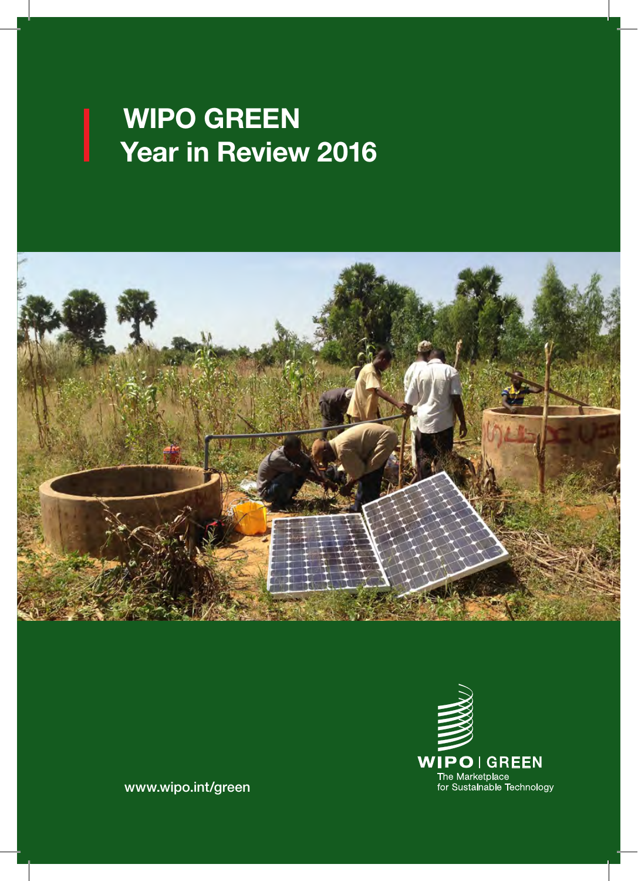# WIPO GREEN
# Year in Review 2016

www.wipo.int/green

WIPO | GREEN
The Marketplace
for Sustainable Technology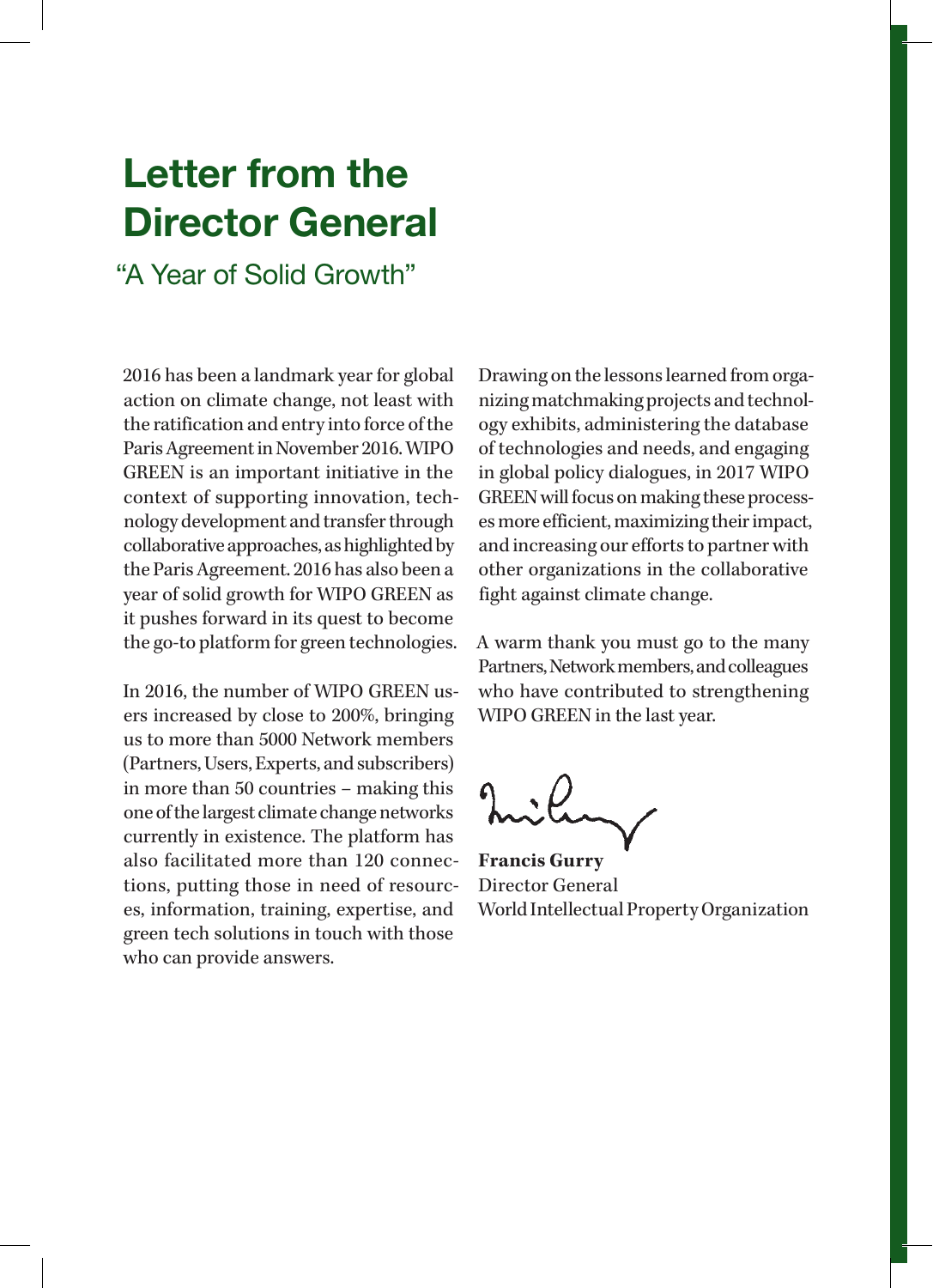# Letter from the Director General

## "A Year of Solid Growth"

2016 has been a landmark year for global action on climate change, not least with the ratification and entry into force of the Paris Agreement in November 2016. WIPO GREEN is an important initiative in the context of supporting innovation, technology development and transfer through collaborative approaches, as highlighted by the Paris Agreement. 2016 has also been a year of solid growth for WIPO GREEN as it pushes forward in its quest to become the go-to platform for green technologies.

In 2016, the number of WIPO GREEN users increased by close to 200%, bringing us to more than 5000 Network members (Partners, Users, Experts, and subscribers) in more than 50 countries – making this one of the largest climate change networks currently in existence. The platform has also facilitated more than 120 connections, putting those in need of resources, information, training, expertise, and green tech solutions in touch with those who can provide answers.

Drawing on the lessons learned from organizing matchmaking projects and technology exhibits, administering the database of technologies and needs, and engaging in global policy dialogues, in 2017 WIPO GREEN will focus on making these processes more efficient, maximizing their impact, and increasing our efforts to partner with other organizations in the collaborative fight against climate change.

A warm thank you must go to the many Partners, Network members, and colleagues who have contributed to strengthening WIPO GREEN in the last year.

**Francis Gurry**
Director General
World Intellectual Property Organization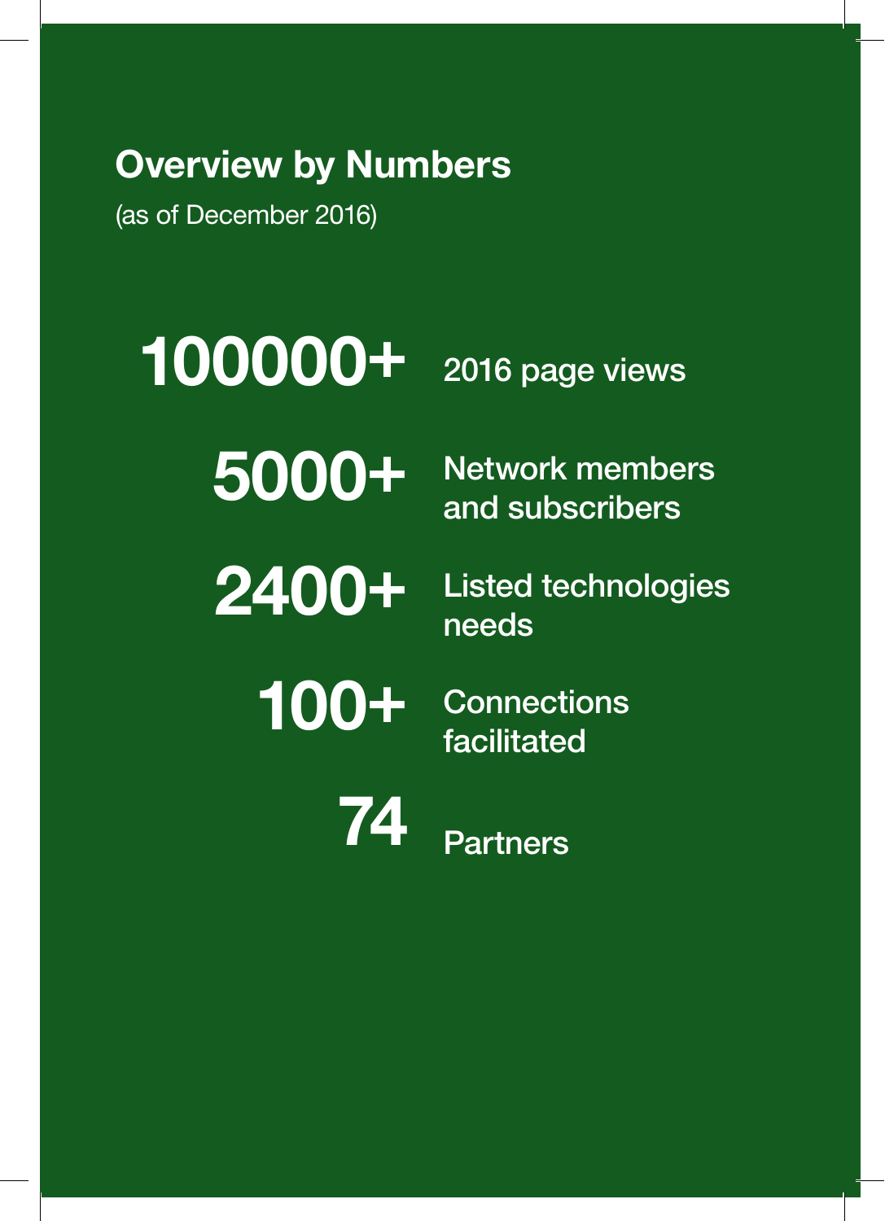## Overview by Numbers

(as of December 2016)

| | |
|---|---|
| **100000+** | 2016 page views |
| **5000+** | Network members and subscribers |
| **2400+** | Listed technologies needs |
| **100+** | Connections facilitated |
| **74** | Partners |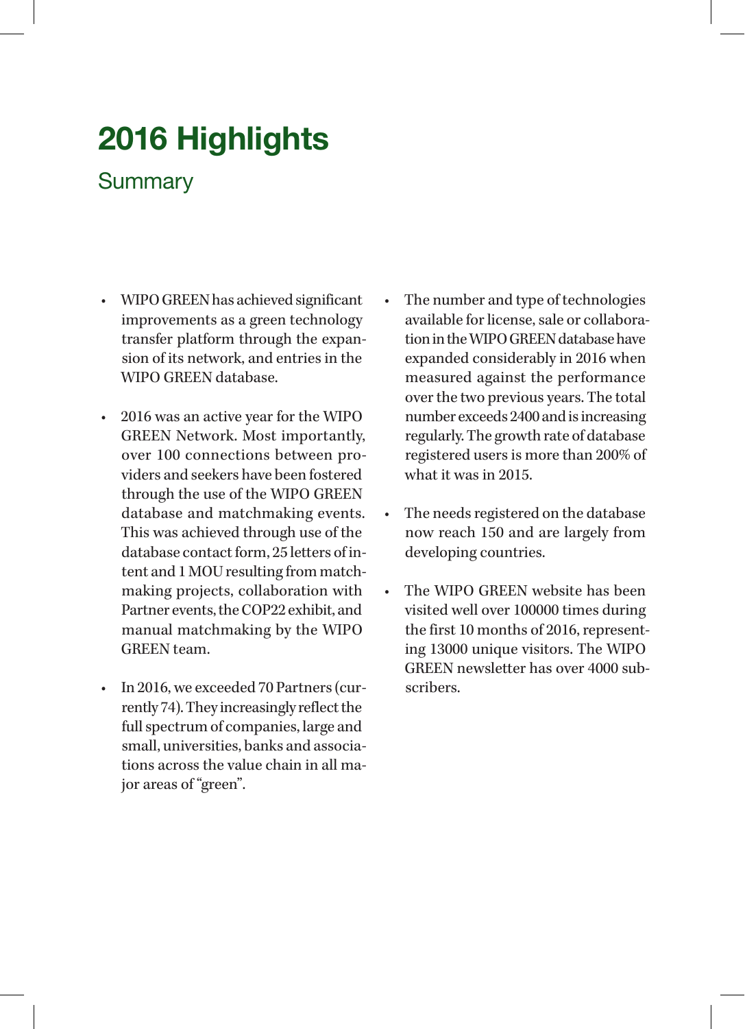# 2016 Highlights

## Summary

- WIPO GREEN has achieved significant improvements as a green technology transfer platform through the expansion of its network, and entries in the WIPO GREEN database.

- 2016 was an active year for the WIPO GREEN Network. Most importantly, over 100 connections between providers and seekers have been fostered through the use of the WIPO GREEN database and matchmaking events. This was achieved through use of the database contact form, 25 letters of intent and 1 MOU resulting from matchmaking projects, collaboration with Partner events, the COP22 exhibit, and manual matchmaking by the WIPO GREEN team.

- In 2016, we exceeded 70 Partners (currently 74). They increasingly reflect the full spectrum of companies, large and small, universities, banks and associations across the value chain in all major areas of "green".

- The number and type of technologies available for license, sale or collaboration in the WIPO GREEN database have expanded considerably in 2016 when measured against the performance over the two previous years. The total number exceeds 2400 and is increasing regularly. The growth rate of database registered users is more than 200% of what it was in 2015.

- The needs registered on the database now reach 150 and are largely from developing countries.

- The WIPO GREEN website has been visited well over 100000 times during the first 10 months of 2016, representing 13000 unique visitors. The WIPO GREEN newsletter has over 4000 subscribers.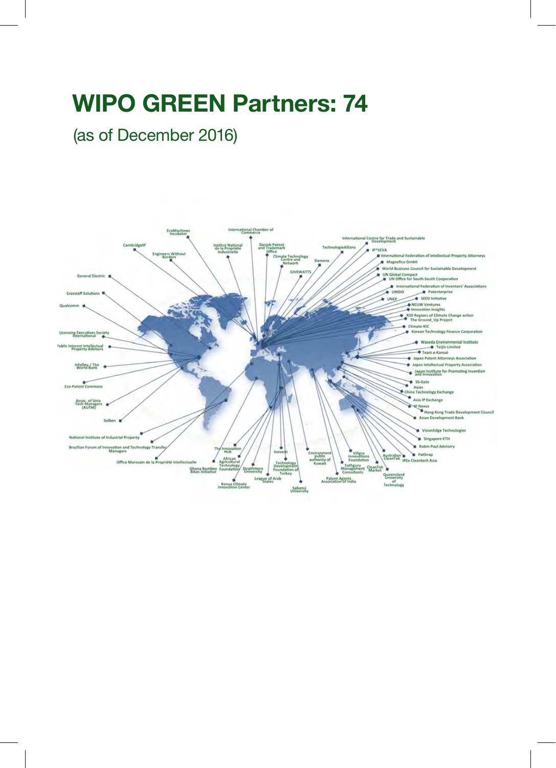# WIPO GREEN Partners: 74

(as of December 2016)

EcoMachines Incubator

International Chamber of Commerce

CambridgeIP

Institut National de la Propriété Industrielle

Danish Patent and Trademark Office

TechnologieAllianz

International Centre for Trade and Sustainable Development

Engineers Without Borders

Climate Technology Centre and Network

Siemens

IP*SEVA

International Federation of Intellectual Property Attorneys

Magnefico GmbH

World Business Council for Sustainable Development

GIVEWATTS

UN Global Compact

UN Office for South-South Cooperation

General Electric

International Federation of Inventors' Associations

UNIDO

Patenterprise

Crosstaff Solutions

UNEP

SEED Initiative

Qualcomm

NEUW Ventures

Innovation Insights

R20 Regions of Climate Change action

The Ground_Up Project

Climate-KIC

Licensing Executives Society International

Korean Technology Finance Corporation

Public Interest Intellectual Property Advisors

Waseda Environmental Institute

Teijin Limited

Team e-Kansai

Japan Patent Attorneys Association

infoDev / The World Bank

Japan Intellectual Property Association

Japan Institute for Promoting Invention and Innovation

Eco-Patent Commons

SS-Gate

Haier

China Technology Exchange

Asia IP Exchange

Assoc. of Univ Tech Managers (AUTM)

IP Nexus

Hong Kong Trade Development Council

Solben

Asian Development Bank

VisionEdge Technologies

National Institute of Industrial Property

Singapore-ETH

Brazilian Forum of Innovation and Technology Transfer Managers

Robin Paul Advisory

The Innovation Hub

Inovent

Environment public authority of Kuwait

Villgro Innovations Foundation

Australian CleanTek

PatSnap

IPEx Cleantech Asia

Office Marocain de la Propriété Intellectuelle

African Agricultural Technology Foundation

Ghana Bamboo Bikes Initiative

Strathmore University

Technology Development Foundation of Turkey

Sathguru Management Consultants

CleanTek Market

Queensland University of Technology

League of Arab States

Patent Agents Association of India

Kenya Climate Innovation Center

Sabanci University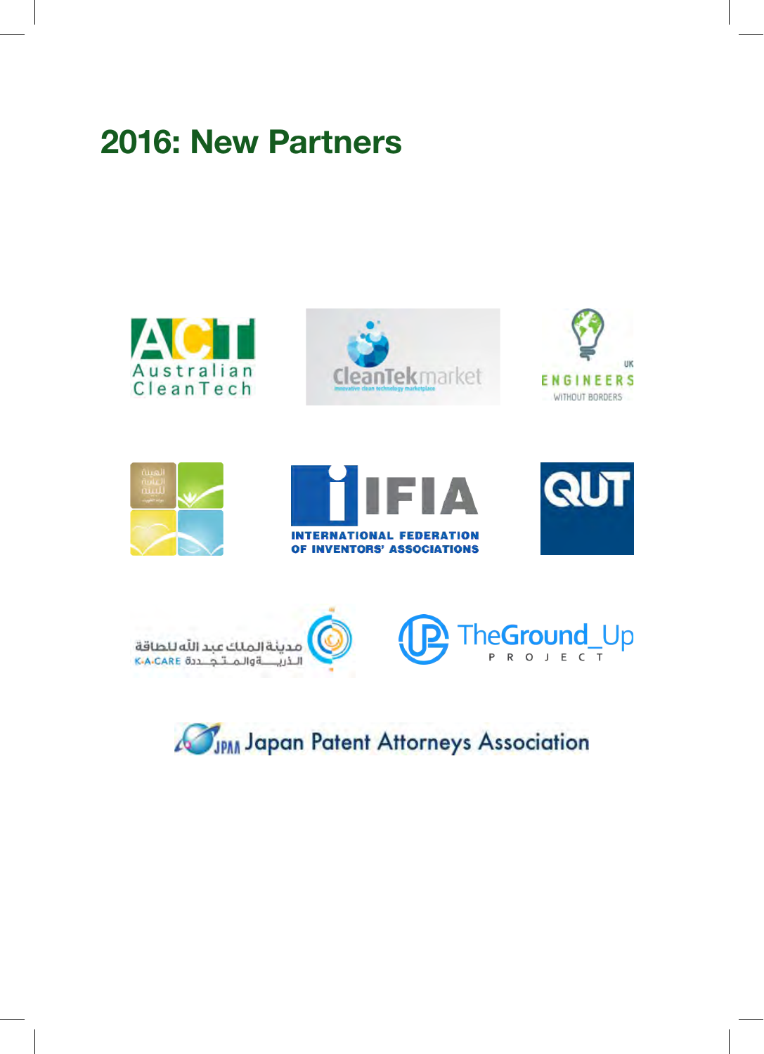# 2016: New Partners

ACT Australian CleanTech

CleanTekmarket

Engineers Without Borders UK

IFIA International Federation of Inventors' Associations

QUT

مدينة الملك عبد الله للطاقة الذرية والمتجددة
K·A·CARE

TheGround_Up PROJECT

JPAA Japan Patent Attorneys Association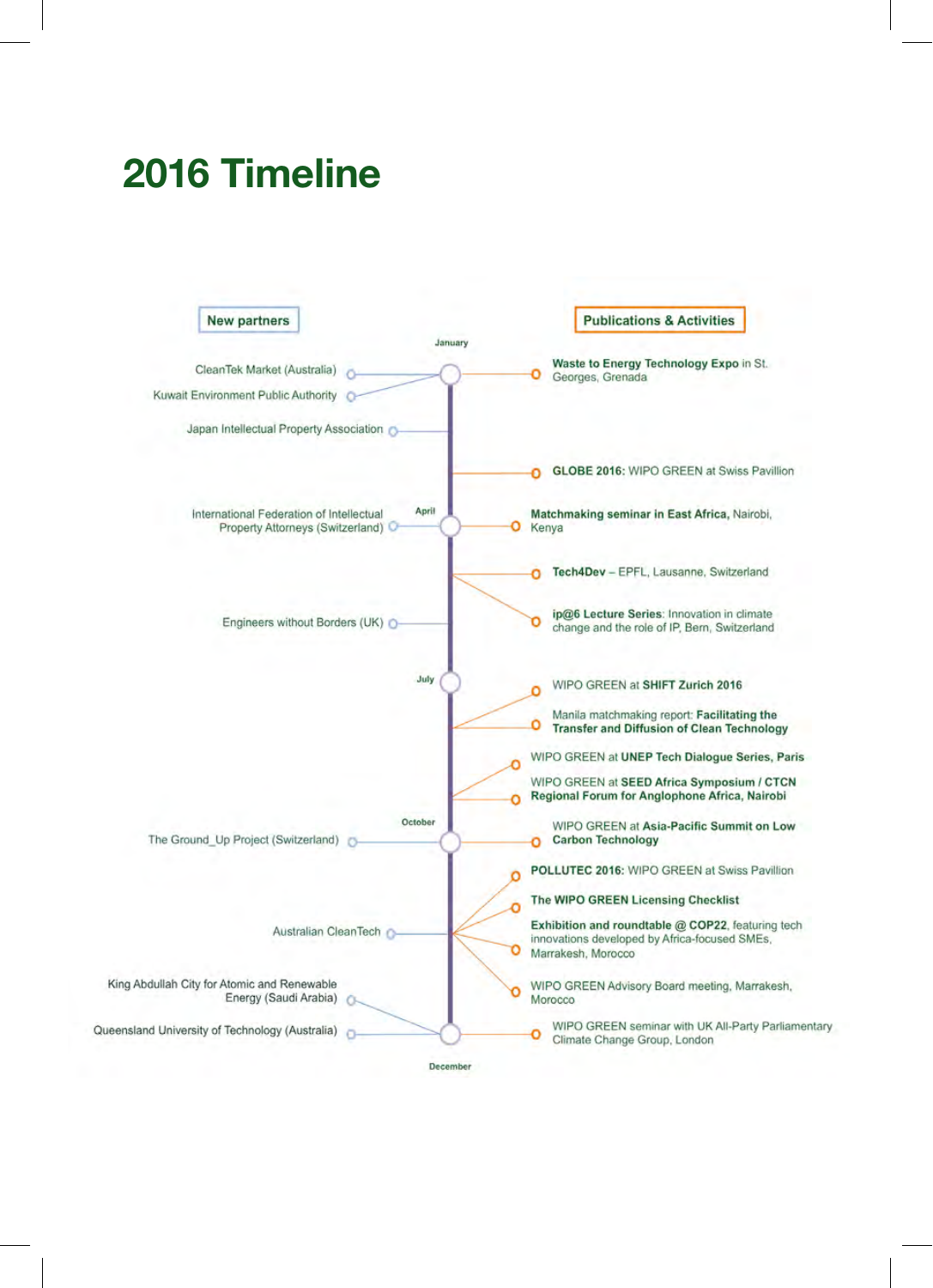# 2016 Timeline

**New partners**

January

- CleanTek Market (Australia)
- Kuwait Environment Public Authority
- Japan Intellectual Property Association

April

- International Federation of Intellectual Property Attorneys (Switzerland)
- Engineers without Borders (UK)

July

October

- The Ground_Up Project (Switzerland)
- Australian CleanTech
- King Abdullah City for Atomic and Renewable Energy (Saudi Arabia)
- Queensland University of Technology (Australia)

December

**Publications & Activities**

January

- **Waste to Energy Technology Expo** in St. Georges, Grenada
- **GLOBE 2016:** WIPO GREEN at Swiss Pavillion

April

- **Matchmaking seminar in East Africa,** Nairobi, Kenya
- **Tech4Dev** – EPFL, Lausanne, Switzerland
- **ip@6 Lecture Series**: Innovation in climate change and the role of IP, Bern, Switzerland

July

- WIPO GREEN at **SHIFT Zurich 2016**
- Manila matchmaking report: **Facilitating the Transfer and Diffusion of Clean Technology**
- WIPO GREEN at **UNEP Tech Dialogue Series, Paris**
- WIPO GREEN at **SEED Africa Symposium / CTCN Regional Forum for Anglophone Africa, Nairobi**

October

- WIPO GREEN at **Asia-Pacific Summit on Low Carbon Technology**
- **POLLUTEC 2016:** WIPO GREEN at Swiss Pavillion
- **The WIPO GREEN Licensing Checklist**
- **Exhibition and roundtable @ COP22**, featuring tech innovations developed by Africa-focused SMEs, Marrakesh, Morocco
- WIPO GREEN Advisory Board meeting, Marrakesh, Morocco
- WIPO GREEN seminar with UK All-Party Parliamentary Climate Change Group, London

December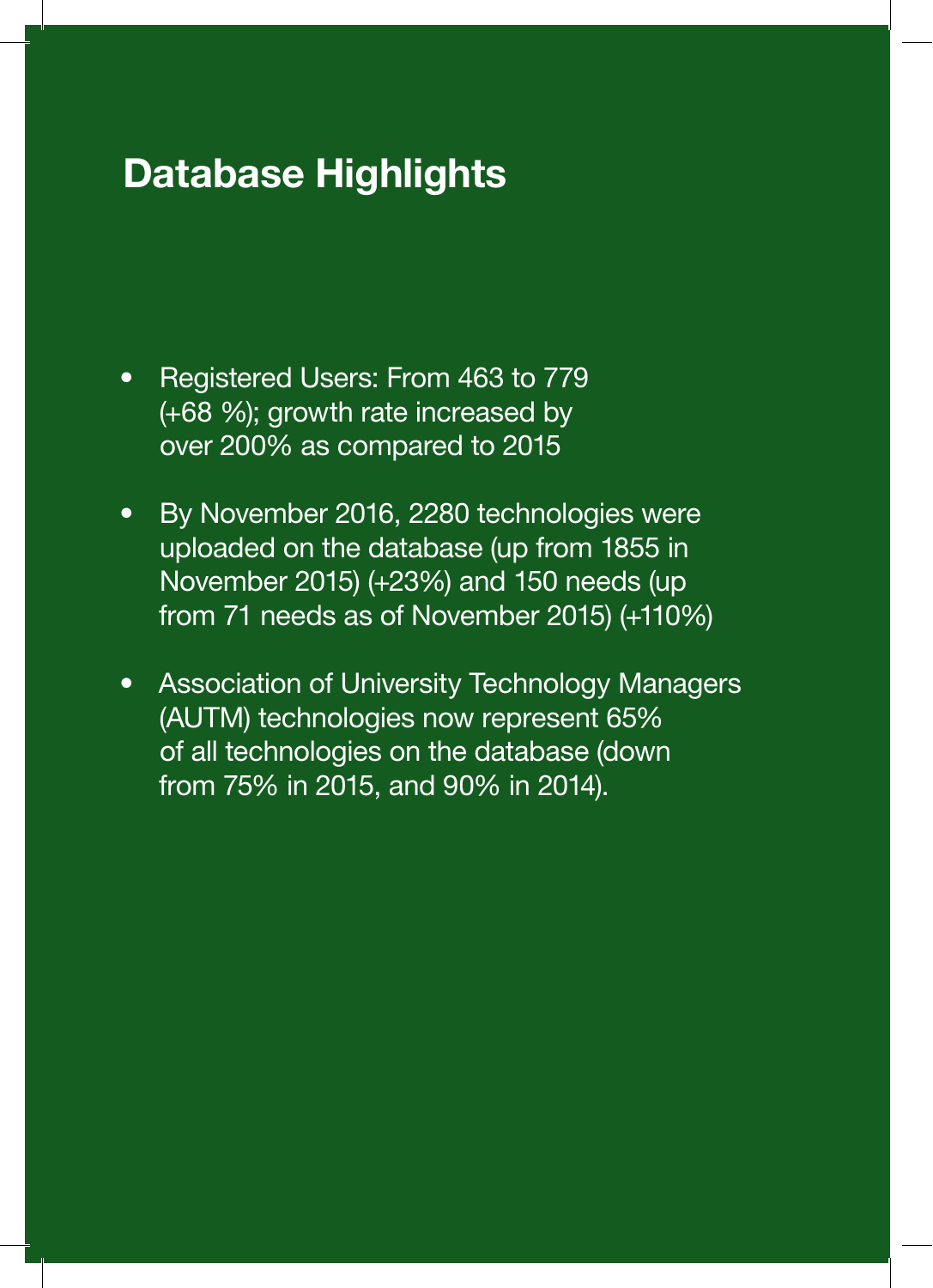# Database Highlights

- Registered Users: From 463 to 779 (+68 %); growth rate increased by over 200% as compared to 2015
- By November 2016, 2280 technologies were uploaded on the database (up from 1855 in November 2015) (+23%) and 150 needs (up from 71 needs as of November 2015) (+110%)
- Association of University Technology Managers (AUTM) technologies now represent 65% of all technologies on the database (down from 75% in 2015, and 90% in 2014).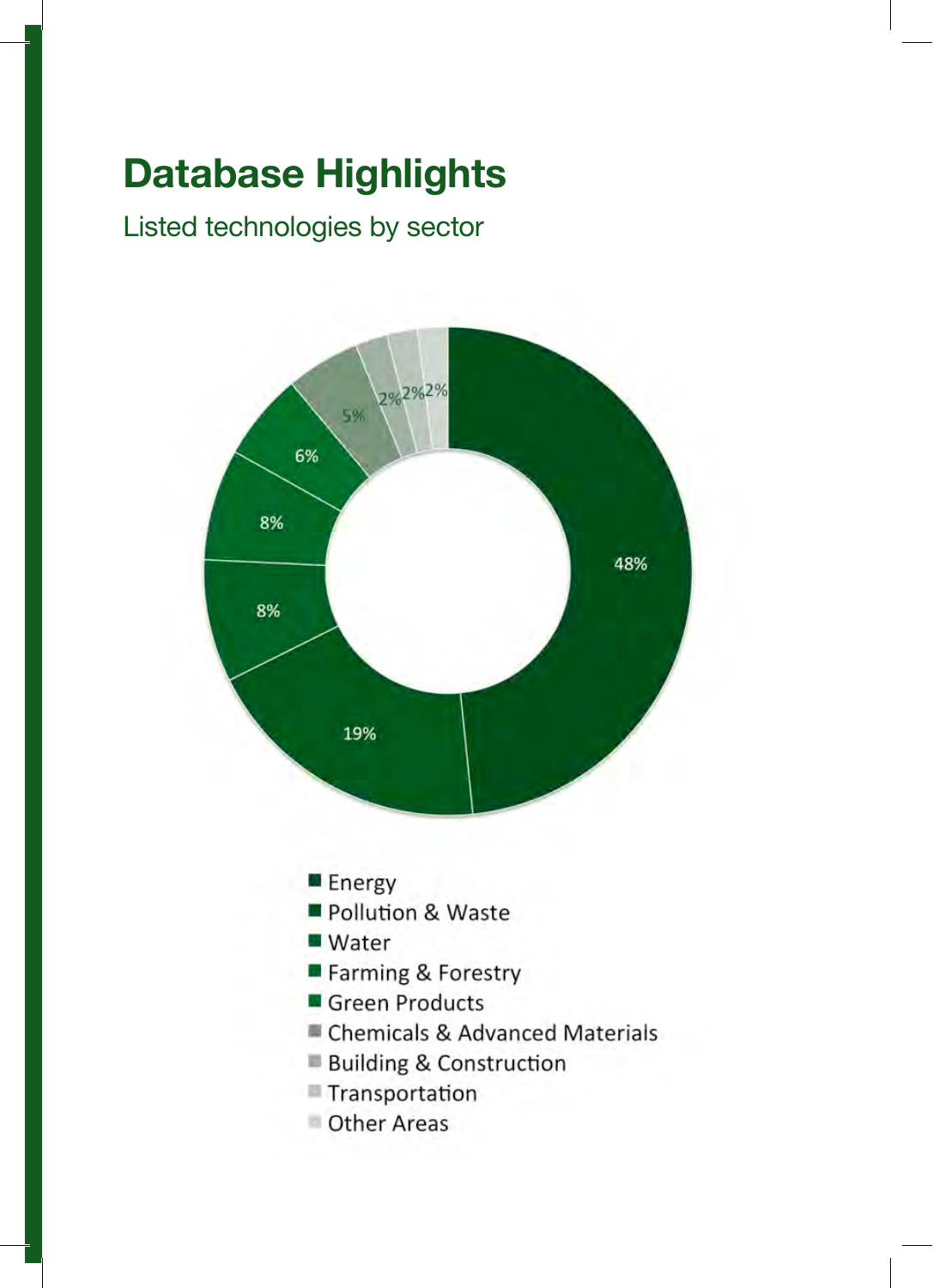# Database Highlights

Listed technologies by sector

| Sector | Share |
|---|---|
| Energy | 48% |
| Pollution & Waste | 19% |
| Water | 8% |
| Farming & Forestry | 8% |
| Green Products | 6% |
| Chemicals & Advanced Materials | 5% |
| Building & Construction | 2% |
| Transportation | 2% |
| Other Areas | 2% |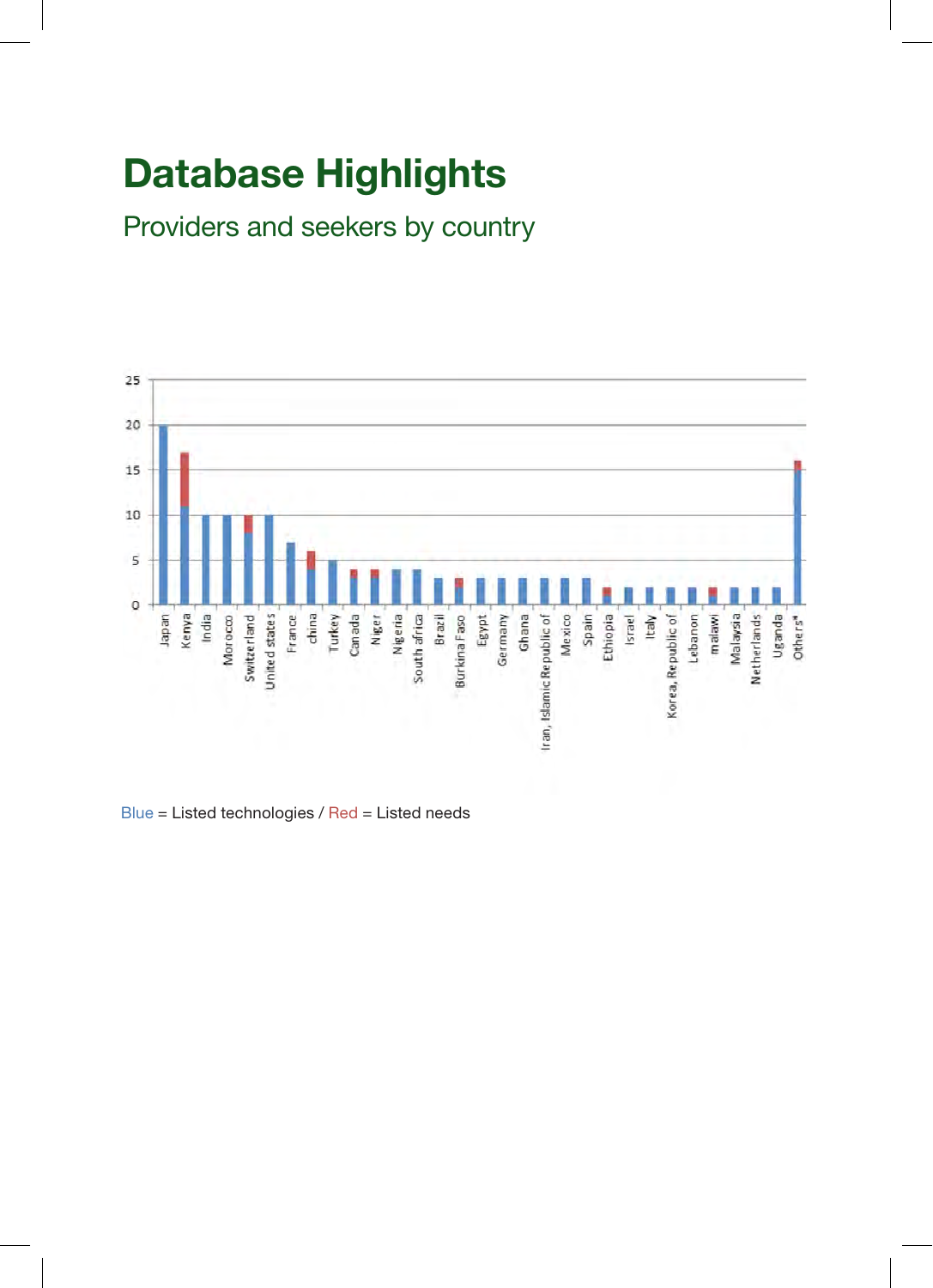# Database Highlights

## Providers and seekers by country

Blue = Listed technologies / Red = Listed needs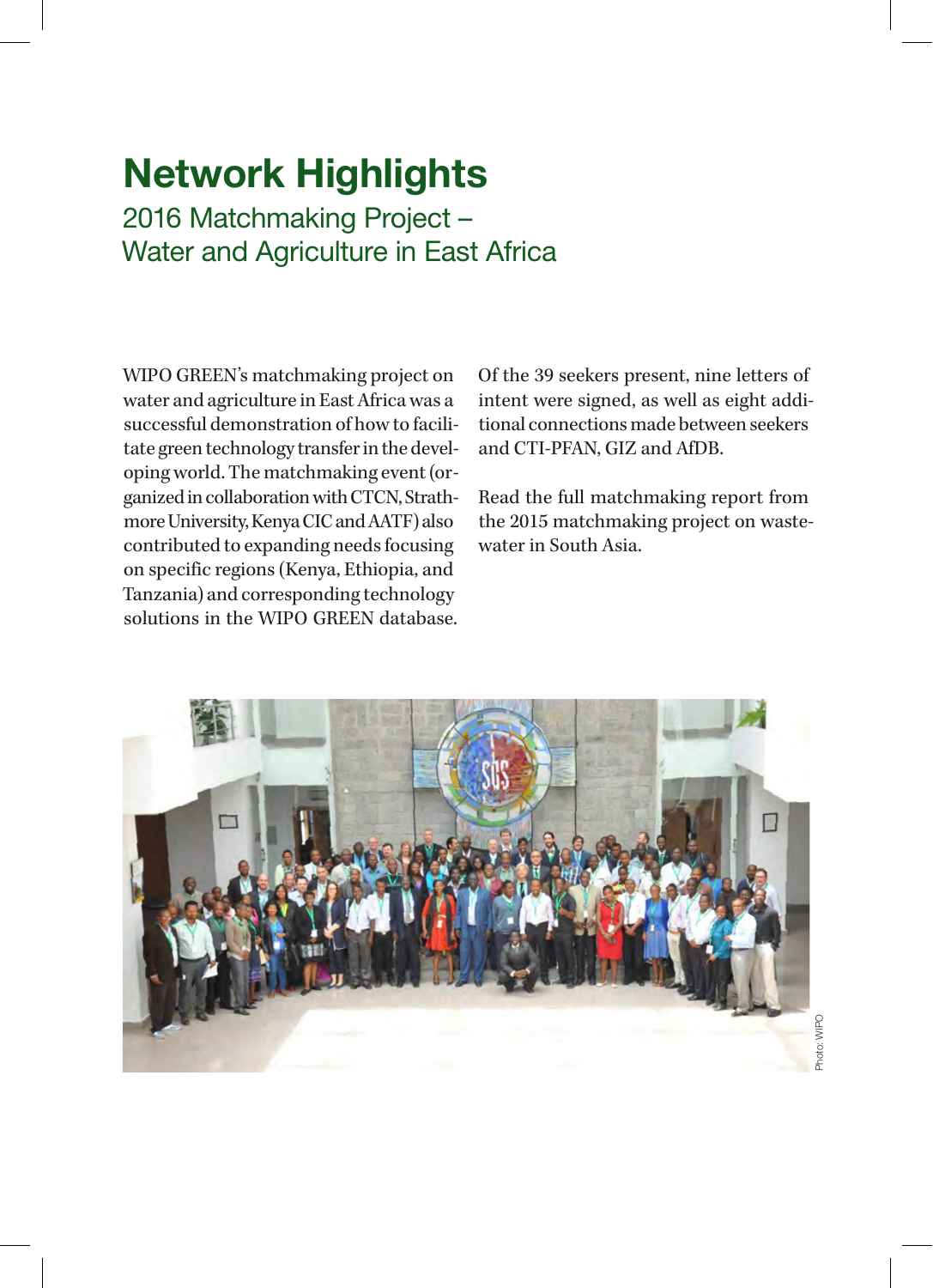# Network Highlights

## 2016 Matchmaking Project – Water and Agriculture in East Africa

WIPO GREEN's matchmaking project on water and agriculture in East Africa was a successful demonstration of how to facilitate green technology transfer in the developing world. The matchmaking event (organized in collaboration with CTCN, Strathmore University, Kenya CIC and AATF) also contributed to expanding needs focusing on specific regions (Kenya, Ethiopia, and Tanzania) and corresponding technology solutions in the WIPO GREEN database.

Of the 39 seekers present, nine letters of intent were signed, as well as eight additional connections made between seekers and CTI-PFAN, GIZ and AfDB.

Read the full matchmaking report from the 2015 matchmaking project on wastewater in South Asia.

Photo: WIPO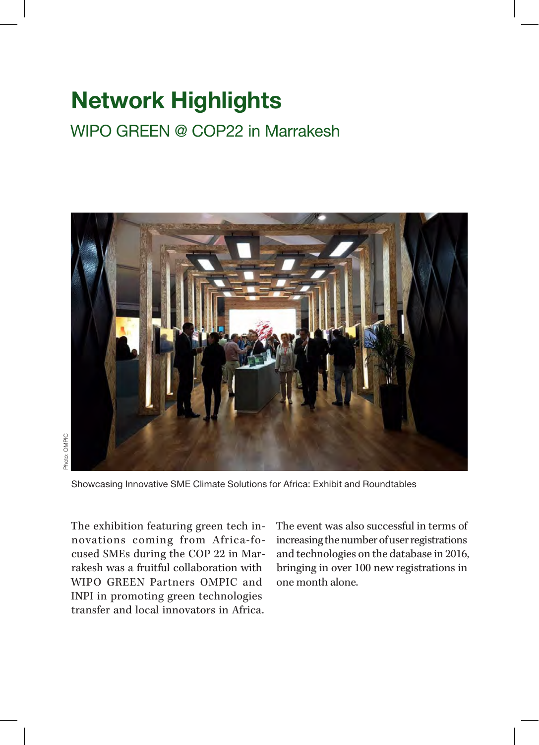# Network Highlights

## WIPO GREEN @ COP22 in Marrakesh

Photo: OMPIC

Showcasing Innovative SME Climate Solutions for Africa: Exhibit and Roundtables

The exhibition featuring green tech innovations coming from Africa-focused SMEs during the COP 22 in Marrakesh was a fruitful collaboration with WIPO GREEN Partners OMPIC and INPI in promoting green technologies transfer and local innovators in Africa.

The event was also successful in terms of increasing the number of user registrations and technologies on the database in 2016, bringing in over 100 new registrations in one month alone.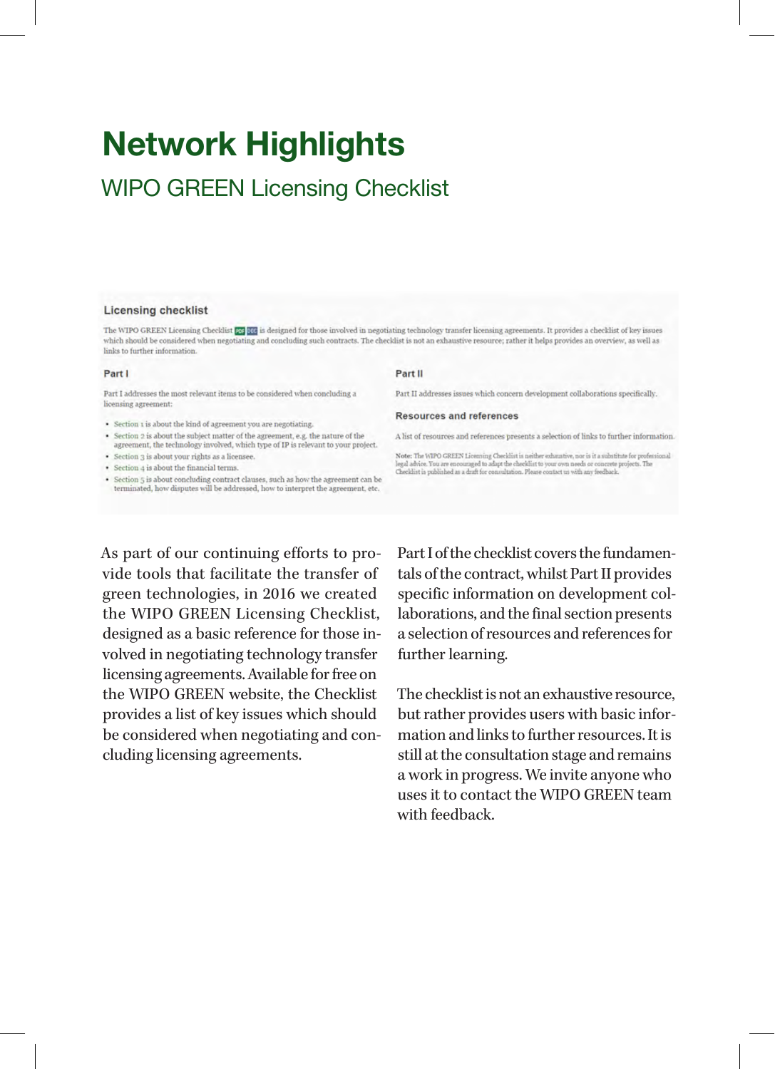# Network Highlights

## WIPO GREEN Licensing Checklist

### Licensing checklist

The WIPO GREEN Licensing Checklist PDF DOC is designed for those involved in negotiating technology transfer licensing agreements. It provides a checklist of key issues which should be considered when negotiating and concluding such contracts. The checklist is not an exhaustive resource; rather it helps provides an overview, as well as links to further information.

#### Part I

Part I addresses the most relevant items to be considered when concluding a licensing agreement:

- Section 1 is about the kind of agreement you are negotiating.
- Section 2 is about the subject matter of the agreement, e.g. the nature of the agreement, the technology involved, which type of IP is relevant to your project.
- Section 3 is about your rights as a licensee.
- Section 4 is about the financial terms.
- Section 5 is about concluding contract clauses, such as how the agreement can be terminated, how disputes will be addressed, how to interpret the agreement, etc.

#### Part II

Part II addresses issues which concern development collaborations specifically.

#### Resources and references

A list of resources and references presents a selection of links to further information.

**Note:** The WIPO GREEN Licensing Checklist is neither exhaustive, nor is it a substitute for professional legal advice. You are encouraged to adapt the checklist to your own needs or concrete projects. The Checklist is published as a draft for consultation. Please contact us with any feedback.

As part of our continuing efforts to provide tools that facilitate the transfer of green technologies, in 2016 we created the WIPO GREEN Licensing Checklist, designed as a basic reference for those involved in negotiating technology transfer licensing agreements. Available for free on the WIPO GREEN website, the Checklist provides a list of key issues which should be considered when negotiating and concluding licensing agreements.

Part I of the checklist covers the fundamentals of the contract, whilst Part II provides specific information on development collaborations, and the final section presents a selection of resources and references for further learning.

The checklist is not an exhaustive resource, but rather provides users with basic information and links to further resources. It is still at the consultation stage and remains a work in progress. We invite anyone who uses it to contact the WIPO GREEN team with feedback.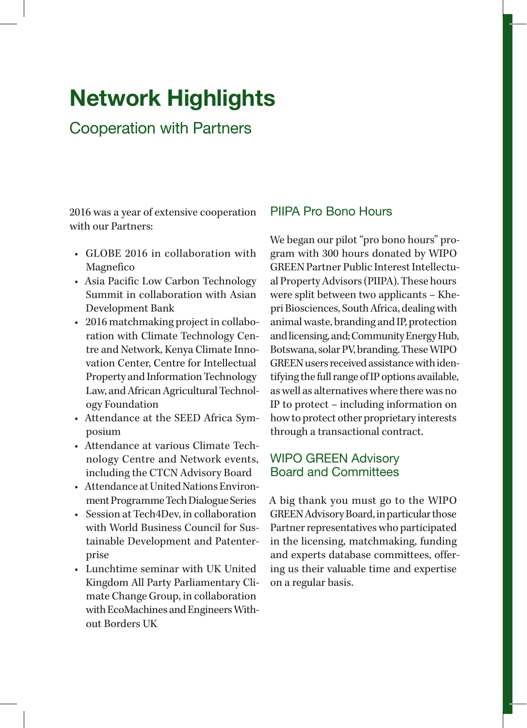# Network Highlights

## Cooperation with Partners

2016 was a year of extensive cooperation with our Partners:

- GLOBE 2016 in collaboration with Magnefico
- Asia Pacific Low Carbon Technology Summit in collaboration with Asian Development Bank
- 2016 matchmaking project in collaboration with Climate Technology Centre and Network, Kenya Climate Innovation Center, Centre for Intellectual Property and Information Technology Law, and African Agricultural Technology Foundation
- Attendance at the SEED Africa Symposium
- Attendance at various Climate Technology Centre and Network events, including the CTCN Advisory Board
- Attendance at United Nations Environment Programme Tech Dialogue Series
- Session at Tech4Dev, in collaboration with World Business Council for Sustainable Development and Patenterprise
- Lunchtime seminar with UK United Kingdom All Party Parliamentary Climate Change Group, in collaboration with EcoMachines and Engineers Without Borders UK

### PIIPA Pro Bono Hours

We began our pilot "pro bono hours" program with 300 hours donated by WIPO GREEN Partner Public Interest Intellectual Property Advisors (PIIPA). These hours were split between two applicants – Khepri Biosciences, South Africa, dealing with animal waste, branding and IP, protection and licensing, and; Community Energy Hub, Botswana, solar PV, branding. These WIPO GREEN users received assistance with identifying the full range of IP options available, as well as alternatives where there was no IP to protect – including information on how to protect other proprietary interests through a transactional contract.

### WIPO GREEN Advisory Board and Committees

A big thank you must go to the WIPO GREEN Advisory Board, in particular those Partner representatives who participated in the licensing, matchmaking, funding and experts database committees, offering us their valuable time and expertise on a regular basis.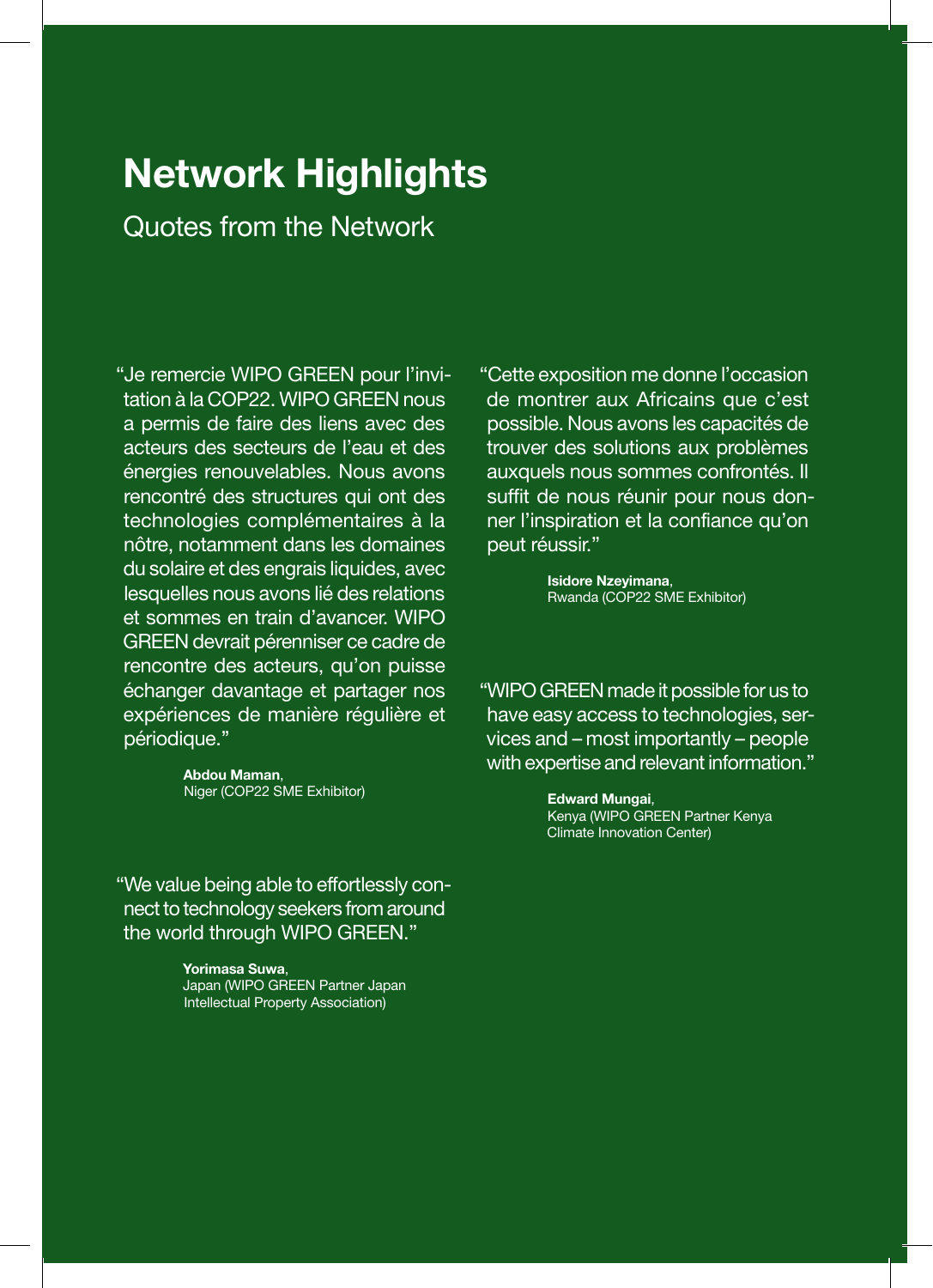# Network Highlights

## Quotes from the Network

"Je remercie WIPO GREEN pour l'invitation à la COP22. WIPO GREEN nous a permis de faire des liens avec des acteurs des secteurs de l'eau et des énergies renouvelables. Nous avons rencontré des structures qui ont des technologies complémentaires à la nôtre, notamment dans les domaines du solaire et des engrais liquides, avec lesquelles nous avons lié des relations et sommes en train d'avancer. WIPO GREEN devrait pérenniser ce cadre de rencontre des acteurs, qu'on puisse échanger davantage et partager nos expériences de manière régulière et périodique."

**Abdou Maman**,
Niger (COP22 SME Exhibitor)

"We value being able to effortlessly connect to technology seekers from around the world through WIPO GREEN."

**Yorimasa Suwa**,
Japan (WIPO GREEN Partner Japan Intellectual Property Association)

"Cette exposition me donne l'occasion de montrer aux Africains que c'est possible. Nous avons les capacités de trouver des solutions aux problèmes auxquels nous sommes confrontés. Il suffit de nous réunir pour nous donner l'inspiration et la confiance qu'on peut réussir."

**Isidore Nzeyimana**,
Rwanda (COP22 SME Exhibitor)

"WIPO GREEN made it possible for us to have easy access to technologies, services and – most importantly – people with expertise and relevant information."

**Edward Mungai**,
Kenya (WIPO GREEN Partner Kenya Climate Innovation Center)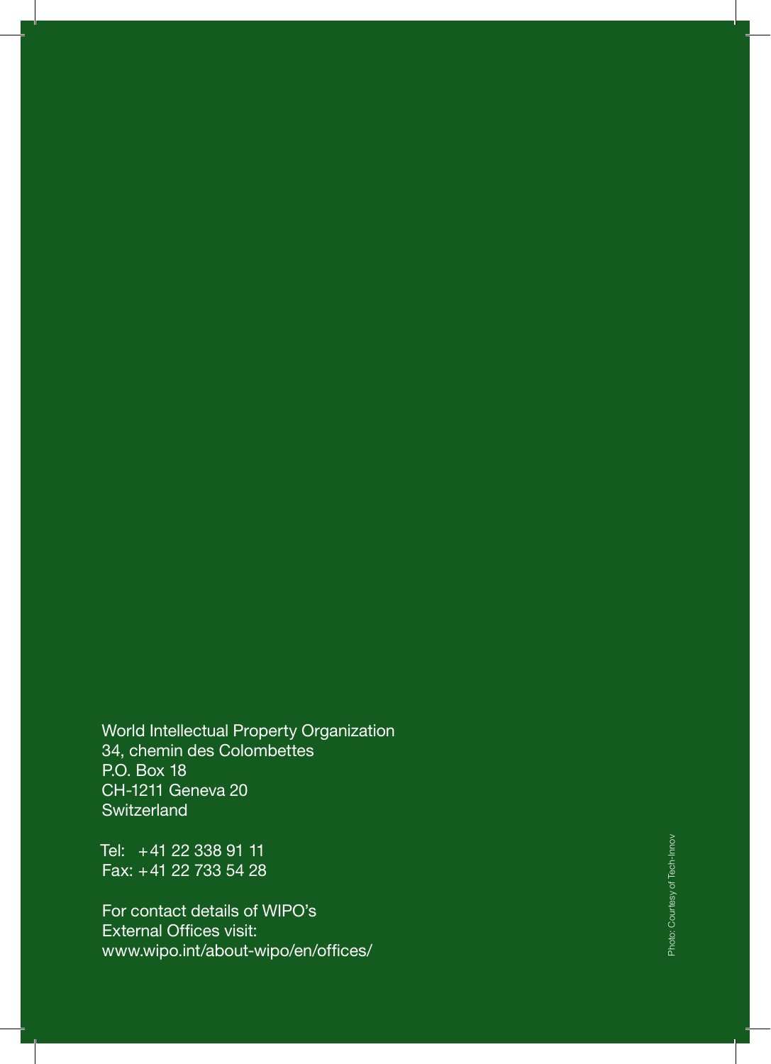World Intellectual Property Organization
34, chemin des Colombettes
P.O. Box 18
CH-1211 Geneva 20
Switzerland

Tel: +41 22 338 91 11
Fax: +41 22 733 54 28

For contact details of WIPO's
External Offices visit:
www.wipo.int/about-wipo/en/offices/

Photo: Courtesy of Tech-Innov